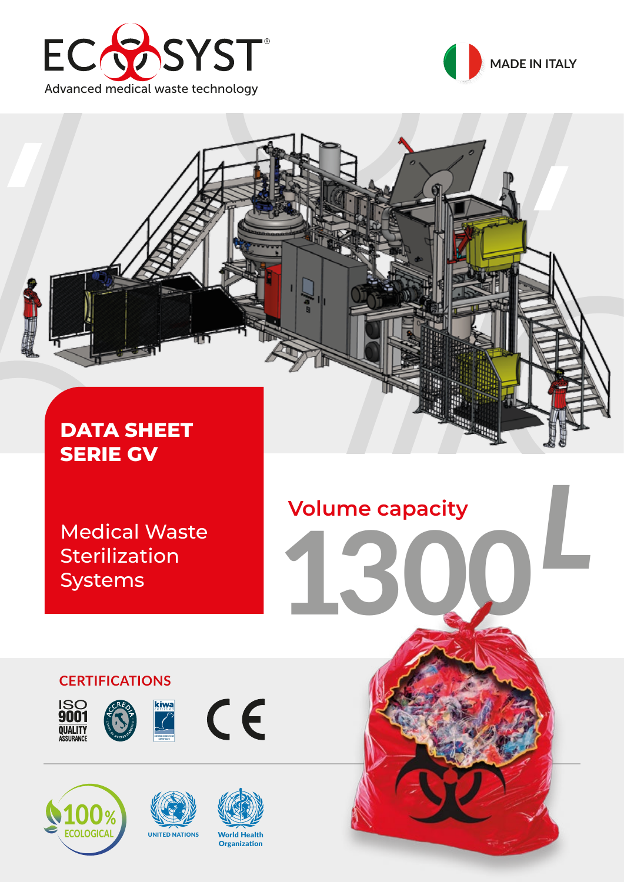ECOSYST®

Advanced medical waste technology

MADE IN ITALY

# DATA SHEET SERIE GV

## Medical Waste Sterilization Systems

Volume capacity

**1300 L**

### CERTIFICATIONS

ISO 9001 QUALITY ASSURANCE

ACCREDIA

kiwa certified

CE

100% ECOLOGICAL

UNITED NATIONS

World Health Organization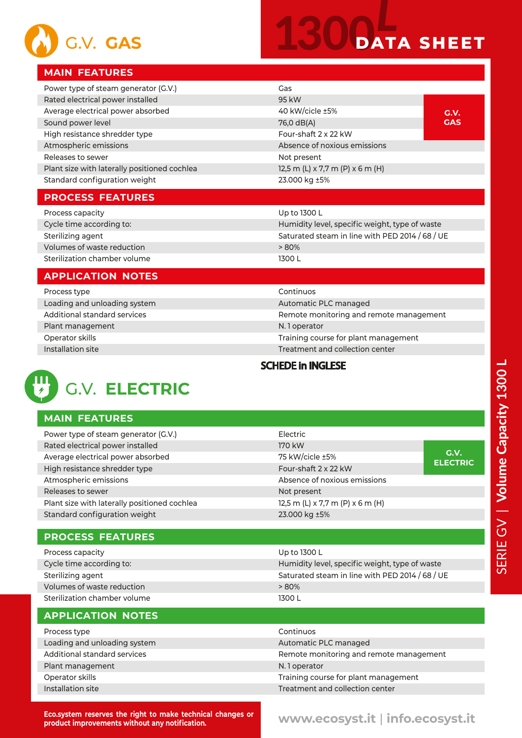# G.V. GAS

# 1300 L DATA SHEET

## MAIN FEATURES

| | | |
|---|---|---|
| Power type of steam generator (G.V.) | Gas | |
| Rated electrical power installed | 95 kW | G.V. GAS |
| Average electrical power absorbed | 40 kW/cicle ±5% | |
| Sound power level | 76,0 dB(A) | |
| High resistance shredder type | Four-shaft 2 x 22 kW | |
| Atmospheric emissions | Absence of noxious emissions | |
| Releases to sewer | Not present | |
| Plant size with laterally positioned cochlea | 12,5 m (L) x 7,7 m (P) x 6 m (H) | |
| Standard configuration weight | 23.000 kg ±5% | |

## PROCESS FEATURES

| | |
|---|---|
| Process capacity | Up to 1300 L |
| Cycle time according to: | Humidity level, specific weight, type of waste |
| Sterilizing agent | Saturated steam in line with PED 2014 / 68 / UE |
| Volumes of waste reduction | > 80% |
| Sterilization chamber volume | 1300 L |

## APPLICATION NOTES

| | |
|---|---|
| Process type | Continuos |
| Loading and unloading system | Automatic PLC managed |
| Additional standard services | Remote monitoring and remote management |
| Plant management | N. 1 operator |
| Operator skills | Training course for plant management |
| Installation site | Treatment and collection center |

**SCHEDE in INGLESE**

# G.V. ELECTRIC

## MAIN FEATURES

| | | |
|---|---|---|
| Power type of steam generator (G.V.) | Electric | |
| Rated electrical power installed | 170 kW | G.V. ELECTRIC |
| Average electrical power absorbed | 75 kW/cicle ±5% | |
| High resistance shredder type | Four-shaft 2 x 22 kW | |
| Atmospheric emissions | Absence of noxious emissions | |
| Releases to sewer | Not present | |
| Plant size with laterally positioned cochlea | 12,5 m (L) x 7,7 m (P) x 6 m (H) | |
| Standard configuration weight | 23.000 kg ±5% | |

## PROCESS FEATURES

| | |
|---|---|
| Process capacity | Up to 1300 L |
| Cycle time according to: | Humidity level, specific weight, type of waste |
| Sterilizing agent | Saturated steam in line with PED 2014 / 68 / UE |
| Volumes of waste reduction | > 80% |
| Sterilization chamber volume | 1300 L |

## APPLICATION NOTES

| | |
|---|---|
| Process type | Continuos |
| Loading and unloading system | Automatic PLC managed |
| Additional standard services | Remote monitoring and remote management |
| Plant management | N. 1 operator |
| Operator skills | Training course for plant management |
| Installation site | Treatment and collection center |

SERIE GV | **Volume Capacity 1300 L**

**Eco.system reserves the right to make technical changes or product improvements without any notification.**

www.ecosyst.it | info.ecosyst.it